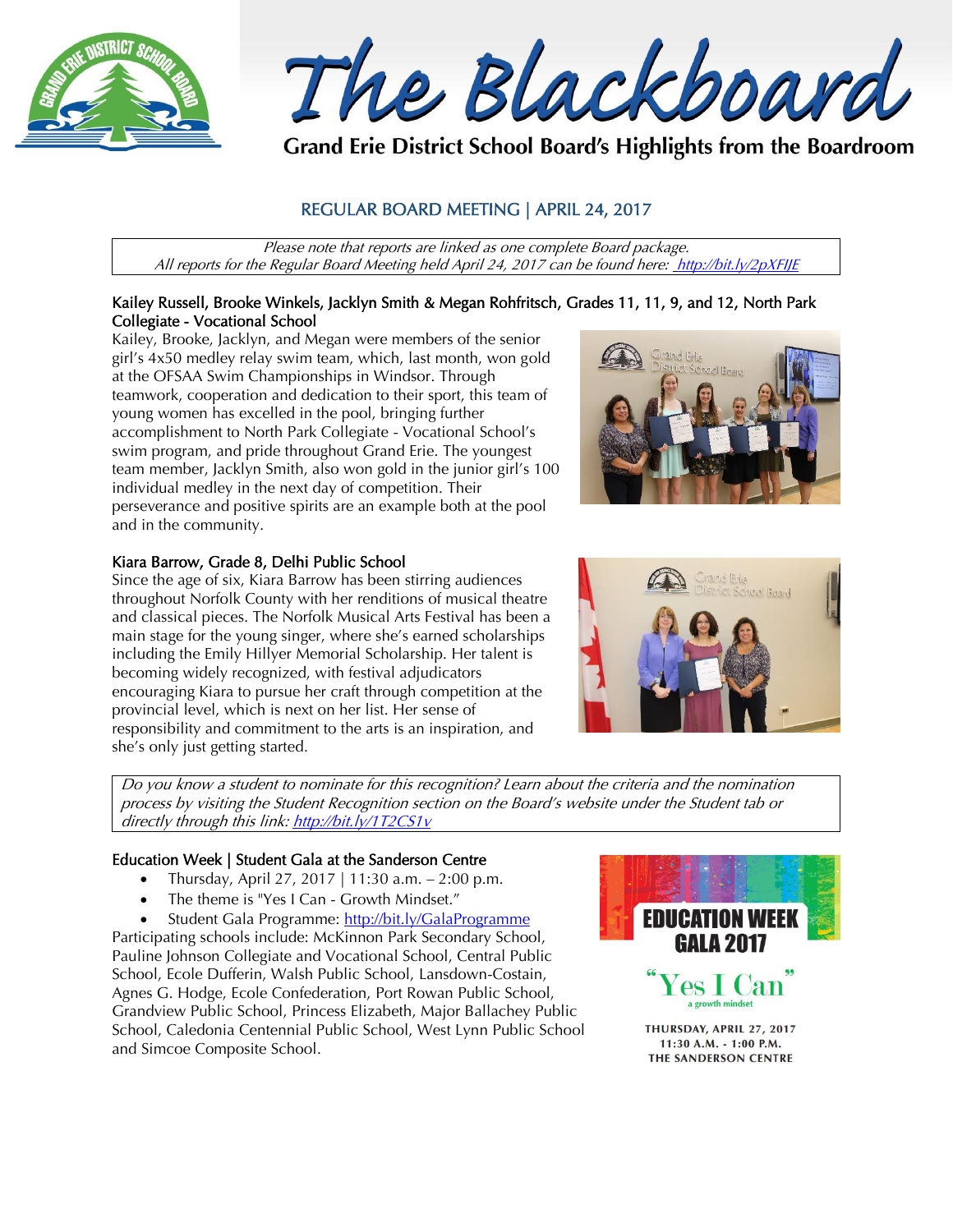# The Blackboard

**Grand Erie District School Board's Highlights from the Boardroom**

## REGULAR BOARD MEETING | APRIL 24, 2017

*Please note that reports are linked as one complete Board package.*
*All reports for the Regular Board Meeting held April 24, 2017 can be found here: [http://bit.ly/2pXFIJE](http://bit.ly/2pXFIJE)*

### Kailey Russell, Brooke Winkels, Jacklyn Smith & Megan Rohfritsch, Grades 11, 11, 9, and 12, North Park Collegiate - Vocational School

Kailey, Brooke, Jacklyn, and Megan were members of the senior girl's 4x50 medley relay swim team, which, last month, won gold at the OFSAA Swim Championships in Windsor. Through teamwork, cooperation and dedication to their sport, this team of young women has excelled in the pool, bringing further accomplishment to North Park Collegiate - Vocational School's swim program, and pride throughout Grand Erie. The youngest team member, Jacklyn Smith, also won gold in the junior girl's 100 individual medley in the next day of competition. Their perseverance and positive spirits are an example both at the pool and in the community.

### Kiara Barrow, Grade 8, Delhi Public School

Since the age of six, Kiara Barrow has been stirring audiences throughout Norfolk County with her renditions of musical theatre and classical pieces. The Norfolk Musical Arts Festival has been a main stage for the young singer, where she's earned scholarships including the Emily Hillyer Memorial Scholarship. Her talent is becoming widely recognized, with festival adjudicators encouraging Kiara to pursue her craft through competition at the provincial level, which is next on her list. Her sense of responsibility and commitment to the arts is an inspiration, and she's only just getting started.

*Do you know a student to nominate for this recognition? Learn about the criteria and the nomination process by visiting the Student Recognition section on the Board's website under the Student tab or directly through this link: [http://bit.ly/1T2CS1v](http://bit.ly/1T2CS1v)*

### Education Week | Student Gala at the Sanderson Centre

- Thursday, April 27, 2017 | 11:30 a.m. – 2:00 p.m.
- The theme is "Yes I Can - Growth Mindset."
- Student Gala Programme: [http://bit.ly/GalaProgramme](http://bit.ly/GalaProgramme)

Participating schools include: McKinnon Park Secondary School, Pauline Johnson Collegiate and Vocational School, Central Public School, Ecole Dufferin, Walsh Public School, Lansdown-Costain, Agnes G. Hodge, Ecole Confederation, Port Rowan Public School, Grandview Public School, Princess Elizabeth, Major Ballachey Public School, Caledonia Centennial Public School, West Lynn Public School and Simcoe Composite School.

EDUCATION WEEK GALA 2017

"Yes I Can" a growth mindset

THURSDAY, APRIL 27, 2017
11:30 A.M. - 1:00 P.M.
THE SANDERSON CENTRE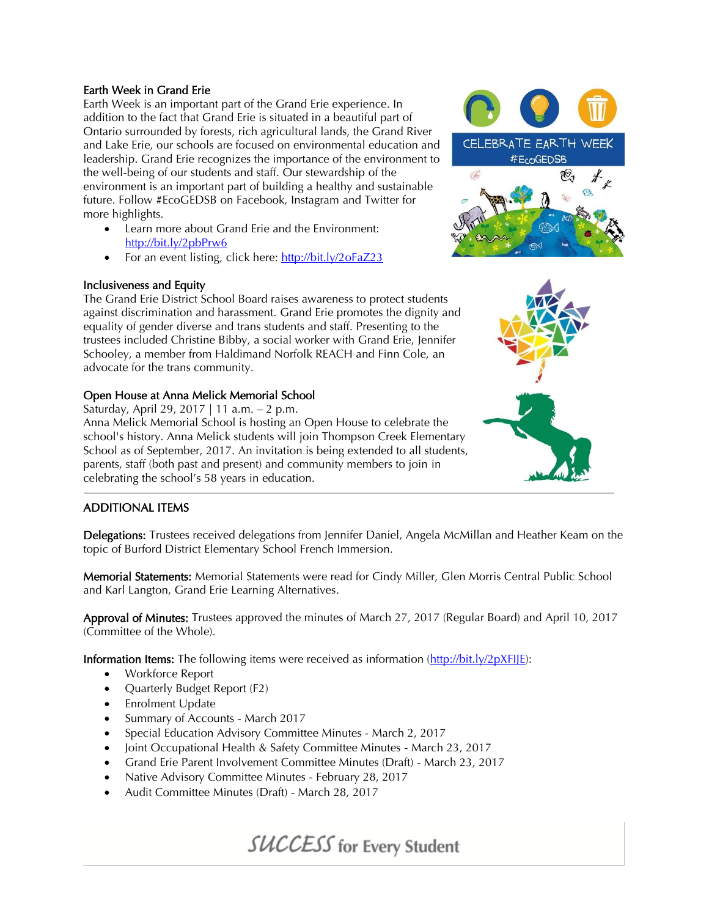### Earth Week in Grand Erie

Earth Week is an important part of the Grand Erie experience. In addition to the fact that Grand Erie is situated in a beautiful part of Ontario surrounded by forests, rich agricultural lands, the Grand River and Lake Erie, our schools are focused on environmental education and leadership. Grand Erie recognizes the importance of the environment to the well-being of our students and staff. Our stewardship of the environment is an important part of building a healthy and sustainable future. Follow #EcoGEDSB on Facebook, Instagram and Twitter for more highlights.

- Learn more about Grand Erie and the Environment: http://bit.ly/2pbPrw6
- For an event listing, click here: http://bit.ly/2oFaZ23

### Inclusiveness and Equity

The Grand Erie District School Board raises awareness to protect students against discrimination and harassment. Grand Erie promotes the dignity and equality of gender diverse and trans students and staff. Presenting to the trustees included Christine Bibby, a social worker with Grand Erie, Jennifer Schooley, a member from Haldimand Norfolk REACH and Finn Cole, an advocate for the trans community.

### Open House at Anna Melick Memorial School

Saturday, April 29, 2017 | 11 a.m. – 2 p.m.

Anna Melick Memorial School is hosting an Open House to celebrate the school's history. Anna Melick students will join Thompson Creek Elementary School as of September, 2017. An invitation is being extended to all students, parents, staff (both past and present) and community members to join in celebrating the school's 58 years in education.

---

## ADDITIONAL ITEMS

**Delegations:** Trustees received delegations from Jennifer Daniel, Angela McMillan and Heather Keam on the topic of Burford District Elementary School French Immersion.

**Memorial Statements:** Memorial Statements were read for Cindy Miller, Glen Morris Central Public School and Karl Langton, Grand Erie Learning Alternatives.

**Approval of Minutes:** Trustees approved the minutes of March 27, 2017 (Regular Board) and April 10, 2017 (Committee of the Whole).

**Information Items:** The following items were received as information (http://bit.ly/2pXFIJE):

- Workforce Report
- Quarterly Budget Report (F2)
- Enrolment Update
- Summary of Accounts - March 2017
- Special Education Advisory Committee Minutes - March 2, 2017
- Joint Occupational Health & Safety Committee Minutes - March 23, 2017
- Grand Erie Parent Involvement Committee Minutes (Draft) - March 23, 2017
- Native Advisory Committee Minutes - February 28, 2017
- Audit Committee Minutes (Draft) - March 28, 2017